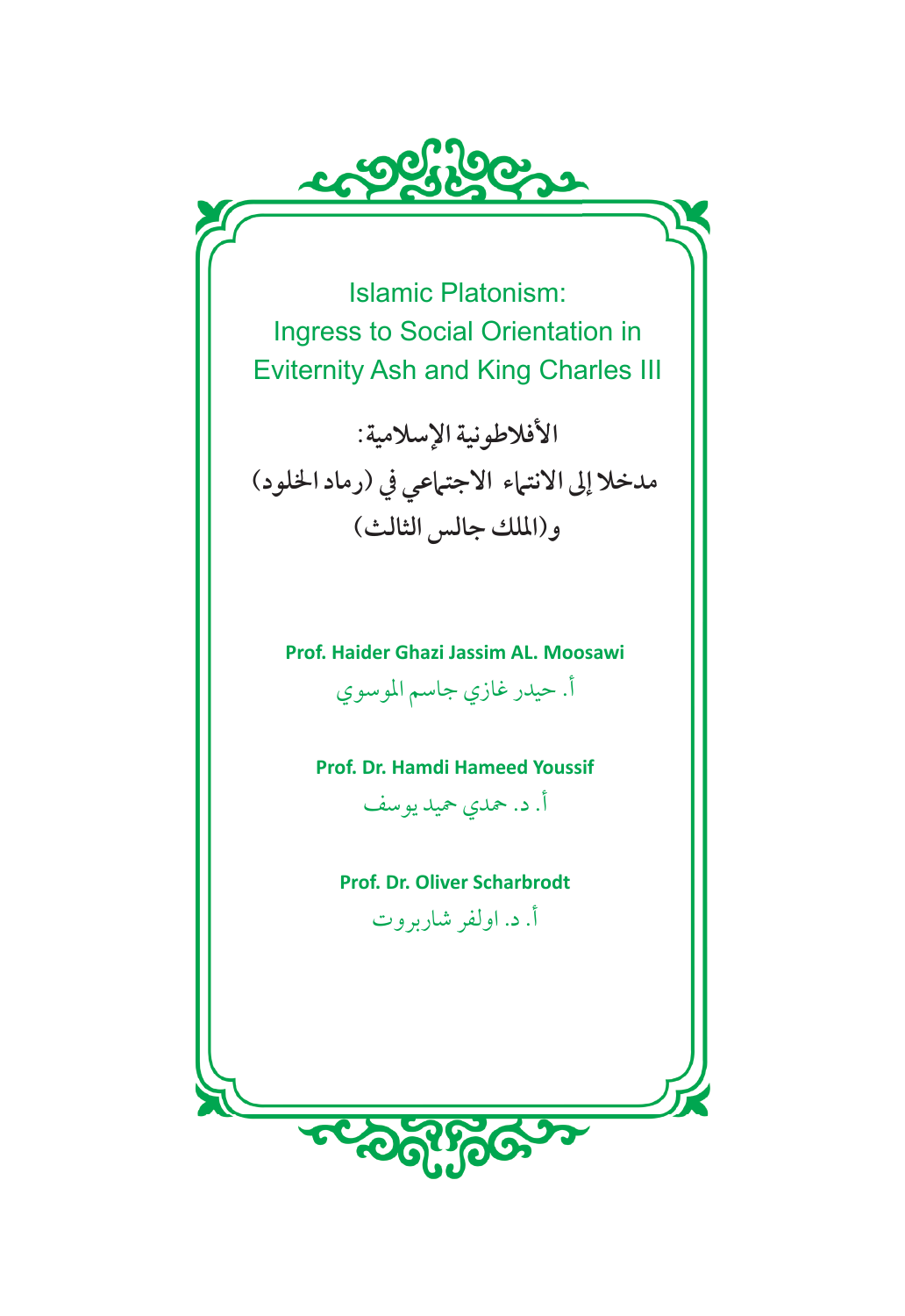# Islamic Platonism: Ingress to Social Orientation in Eviternity Ash and King Charles III

# الأفلاطونية الإسلامية: مدخلا إلى الانتماء الاجتماعي في (رماد الخلود) و(الملك جالس الثالث)

**Prof. Haider Ghazi Jassim AL. Moosawi**

أ. حيدر غازي جاسم الموسوي

**Prof. Dr. Hamdi Hameed Youssif**

أ. د. حمدي حميد يوسف

**Prof. Dr. Oliver Scharbrodt**

أ. د. اولفر شاربروت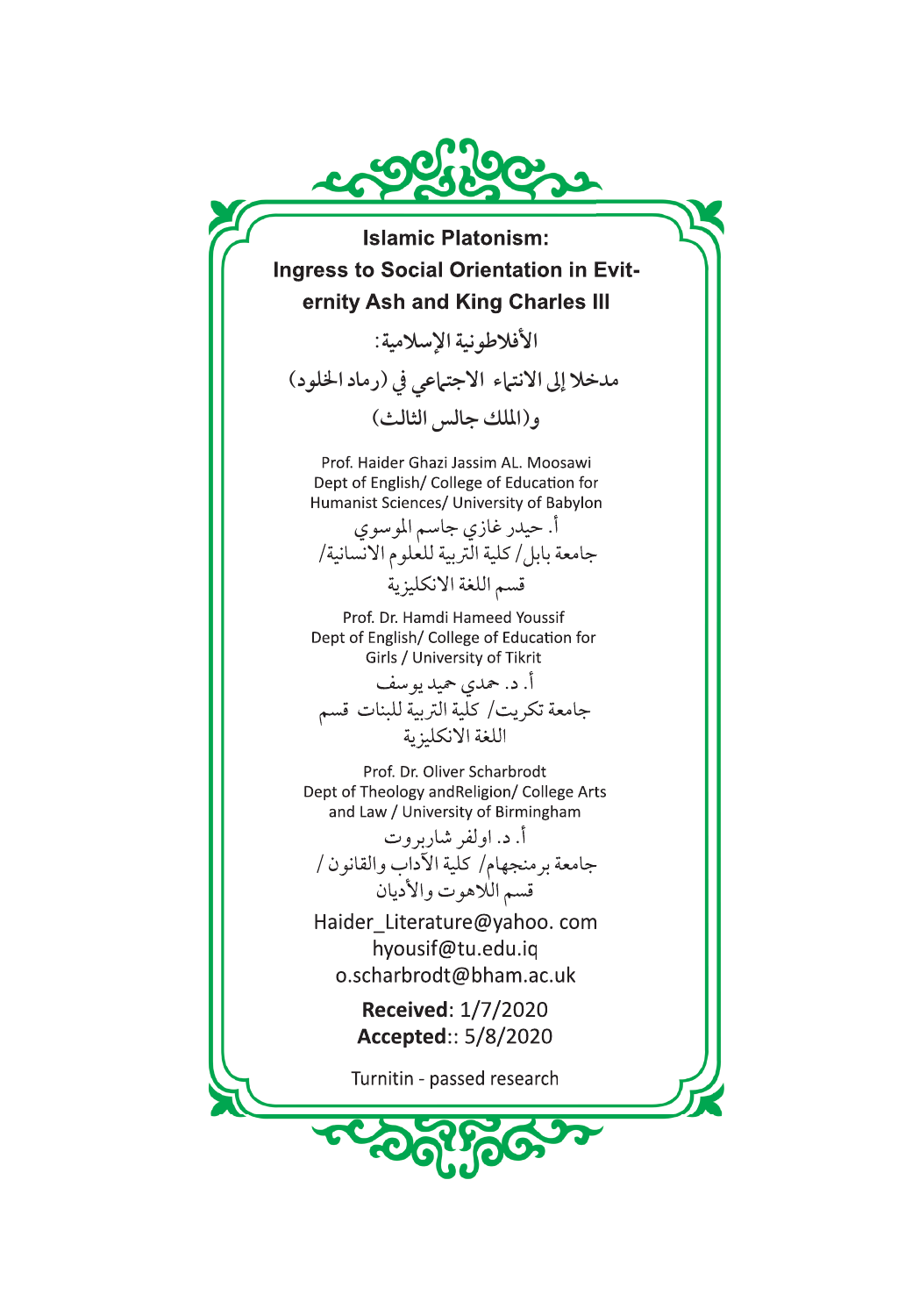# Islamic Platonism: Ingress to Social Orientation in Evitternity Ash and King Charles III

## الأفلاطونية الإسلامية:
## مدخلا إلى الانتماء الاجتماعي في (رماد الخلود) و(الملك جالس الثالث)

Prof. Haider Ghazi Jassim AL. Moosawi
Dept of English/ College of Education for Humanist Sciences/ University of Babylon

أ. حيدر غازي جاسم الموسوي
جامعة بابل/ كلية التربية للعلوم الانسانية/ قسم اللغة الانكليزية

Prof. Dr. Hamdi Hameed Youssif
Dept of English/ College of Education for Girls / University of Tikrit

أ. د. حمدي حميد يوسف
جامعة تكريت/ كلية التربية للبنات قسم اللغة الانكليزية

Prof. Dr. Oliver Scharbrodt
Dept of Theology andReligion/ College Arts and Law / University of Birmingham

أ. د. اولفر شاربروت
جامعة برمنجهام/ كلية الآداب والقانون / قسم اللاهوت والأديان

Haider_Literature@yahoo. com
hyousif@tu.edu.iq
o.scharbrodt@bham.ac.uk

**Received**: 1/7/2020
**Accepted**:: 5/8/2020

Turnitin - passed research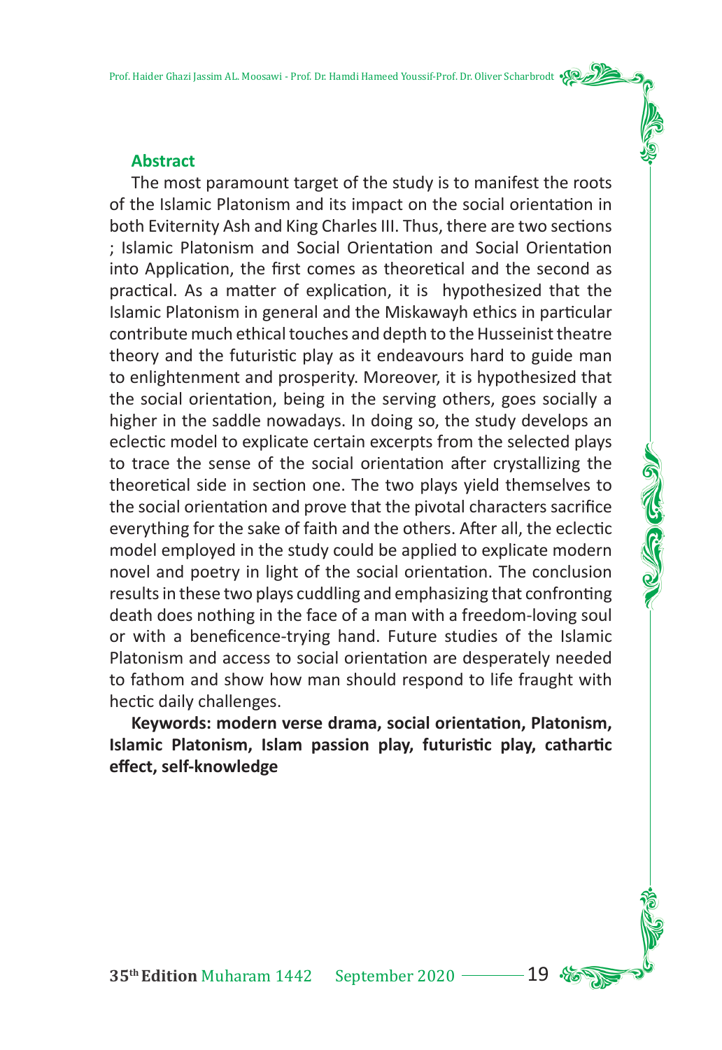## Abstract

The most paramount target of the study is to manifest the roots of the Islamic Platonism and its impact on the social orientation in both Eviternity Ash and King Charles III. Thus, there are two sections ; Islamic Platonism and Social Orientation and Social Orientation into Application, the first comes as theoretical and the second as practical. As a matter of explication, it is hypothesized that the Islamic Platonism in general and the Miskawayh ethics in particular contribute much ethical touches and depth to the Husseinist theatre theory and the futuristic play as it endeavours hard to guide man to enlightenment and prosperity. Moreover, it is hypothesized that the social orientation, being in the serving others, goes socially a higher in the saddle nowadays. In doing so, the study develops an eclectic model to explicate certain excerpts from the selected plays to trace the sense of the social orientation after crystallizing the theoretical side in section one. The two plays yield themselves to the social orientation and prove that the pivotal characters sacrifice everything for the sake of faith and the others. After all, the eclectic model employed in the study could be applied to explicate modern novel and poetry in light of the social orientation. The conclusion results in these two plays cuddling and emphasizing that confronting death does nothing in the face of a man with a freedom-loving soul or with a beneficence-trying hand. Future studies of the Islamic Platonism and access to social orientation are desperately needed to fathom and show how man should respond to life fraught with hectic daily challenges.

**Keywords: modern verse drama, social orientation, Platonism, Islamic Platonism, Islam passion play, futuristic play, cathartic effect, self-knowledge**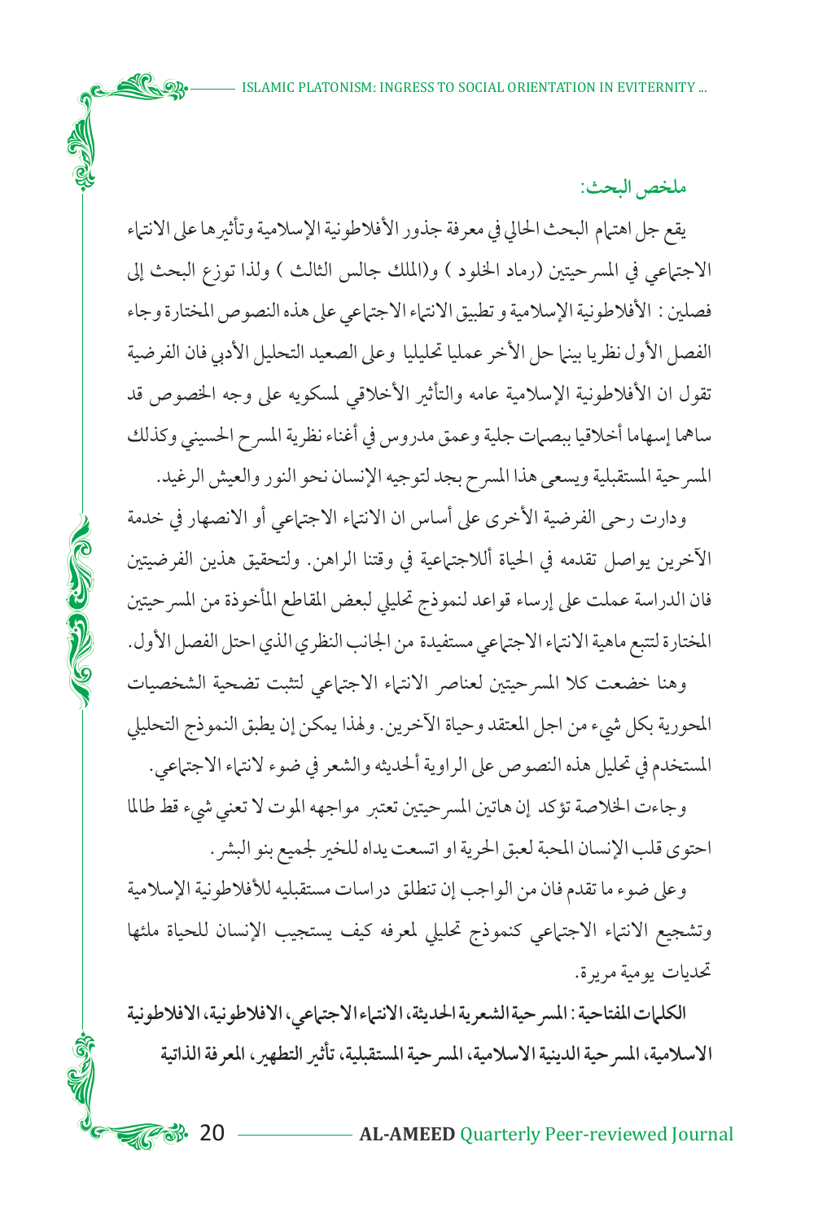**ملخص البحث:**

يقع جل اهتمام البحث الحالي في معرفة جذور الأفلاطونية الإسلامية وتأثيرها على الانتماء الاجتماعي في المسرحيتين (رماد الخلود ) و(الملك جالس الثالث ) ولذا توزع البحث إلى فصلين : الأفلاطونية الإسلامية و تطبيق الانتماء الاجتماعي على هذه النصوص المختارة وجاء الفصل الأول نظريا بينما حل الأخر عمليا تحليليا وعلى الصعيد التحليل الأدبي فان الفرضية تقول ان الأفلاطونية الإسلامية عامه والتأثير الأخلاقي لمسكويه على وجه الخصوص قد ساهما إسهاما أخلاقيا ببصمات جلية وعمق مدروس في أغناء نظرية المسرح الحسيني وكذلك المسرحية المستقبلية ويسعى هذا المسرح بجد لتوجيه الإنسان نحو النور والعيش الرغيد.

ودارت رحى الفرضية الأخرى على أساس ان الانتماء الاجتماعي أو الانصهار في خدمة الآخرين يواصل تقدمه في الحياة ألاجتماعية في وقتنا الراهن. ولتحقيق هذين الفرضيتين فان الدراسة عملت على إرساء قواعد لنموذج تحليلي لبعض المقاطع المأخوذة من المسرحيتين المختارة لتتبع ماهية الانتماء الاجتماعي مستفيدة من الجانب النظري الذي احتل الفصل الأول.

وهنا خضعت كلا المسرحيتين لعناصر الانتماء الاجتماعي لتثبت تضحية الشخصيات المحورية بكل شيء من اجل المعتقد وحياة الآخرين. ولهذا يمكن إن يطبق النموذج التحليلي المستخدم في تحليل هذه النصوص على الراوية ألحديثه والشعر في ضوء لانتماء الاجتماعي.

وجاءت الخلاصة تؤكد إن هاتين المسرحيتين تعتبر مواجهه الموت لا تعني شيء قط طالما احتوى قلب الإنسان المحبة لعبق الحرية او اتسعت يداه للخير لجميع بنو البشر.

وعلى ضوء ما تقدم فان من الواجب إن تنطلق دراسات مستقبليه للأفلاطونية الإسلامية وتشجيع الانتماء الاجتماعي كنموذج تحليلي لمعرفه كيف يستجيب الإنسان للحياة ملئها تحديات يومية مريرة.

**الكلمات المفتاحية: المسرحية الشعرية الحديثة، الانتماء الاجتماعي، الافلاطونية، الافلاطونية الاسلامية، المسرحية الدينية الاسلامية، المسرحية المستقبلية، تأثير التطهير، المعرفة الذاتية**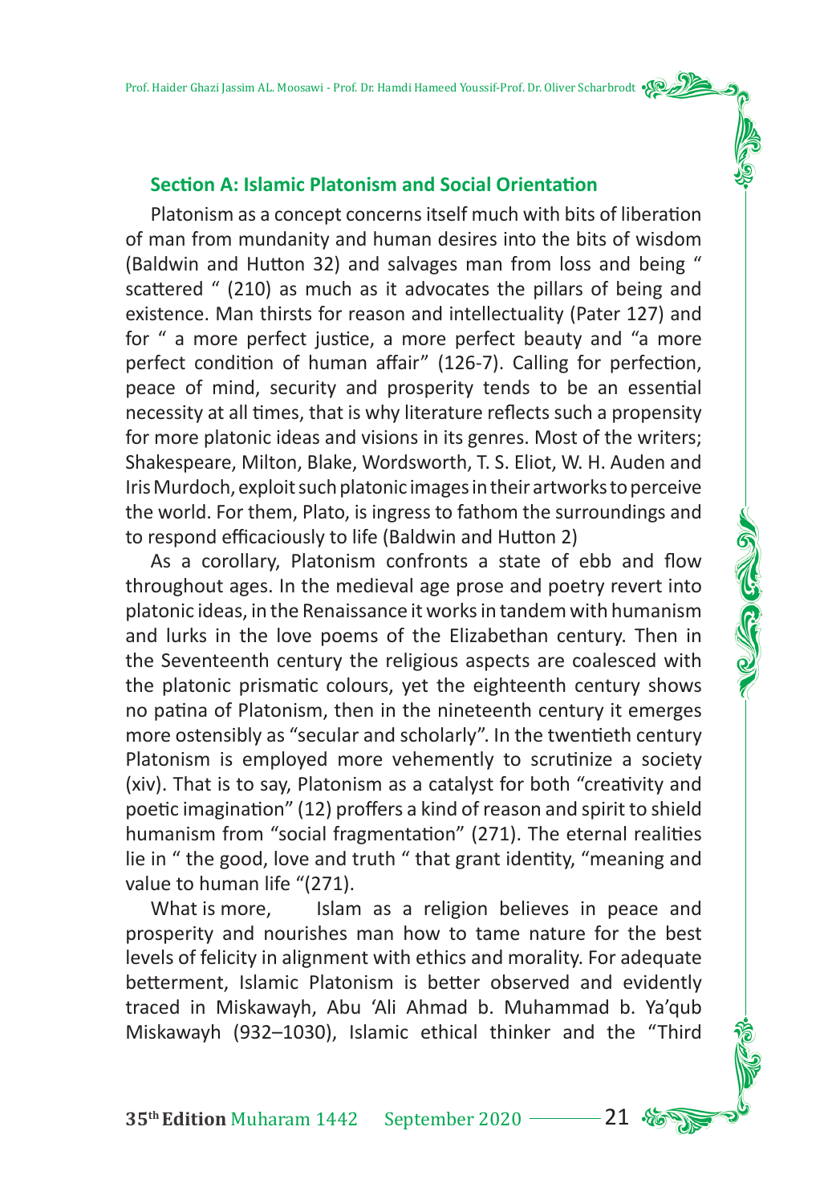### Section A: Islamic Platonism and Social Orientation

Platonism as a concept concerns itself much with bits of liberation of man from mundanity and human desires into the bits of wisdom (Baldwin and Hutton 32) and salvages man from loss and being " scattered " (210) as much as it advocates the pillars of being and existence. Man thirsts for reason and intellectuality (Pater 127) and for " a more perfect justice, a more perfect beauty and "a more perfect condition of human affair" (126-7). Calling for perfection, peace of mind, security and prosperity tends to be an essential necessity at all times, that is why literature reflects such a propensity for more platonic ideas and visions in its genres. Most of the writers; Shakespeare, Milton, Blake, Wordsworth, T. S. Eliot, W. H. Auden and Iris Murdoch, exploit such platonic images in their artworks to perceive the world. For them, Plato, is ingress to fathom the surroundings and to respond efficaciously to life (Baldwin and Hutton 2)

As a corollary, Platonism confronts a state of ebb and flow throughout ages. In the medieval age prose and poetry revert into platonic ideas, in the Renaissance it works in tandem with humanism and lurks in the love poems of the Elizabethan century. Then in the Seventeenth century the religious aspects are coalesced with the platonic prismatic colours, yet the eighteenth century shows no patina of Platonism, then in the nineteenth century it emerges more ostensibly as "secular and scholarly". In the twentieth century Platonism is employed more vehemently to scrutinize a society (xiv). That is to say, Platonism as a catalyst for both "creativity and poetic imagination" (12) proffers a kind of reason and spirit to shield humanism from "social fragmentation" (271). The eternal realities lie in " the good, love and truth " that grant identity, "meaning and value to human life "(271).

What is more, Islam as a religion believes in peace and prosperity and nourishes man how to tame nature for the best levels of felicity in alignment with ethics and morality. For adequate betterment, Islamic Platonism is better observed and evidently traced in Miskawayh, Abu 'Ali Ahmad b. Muhammad b. Ya'qub Miskawayh (932–1030), Islamic ethical thinker and the "Third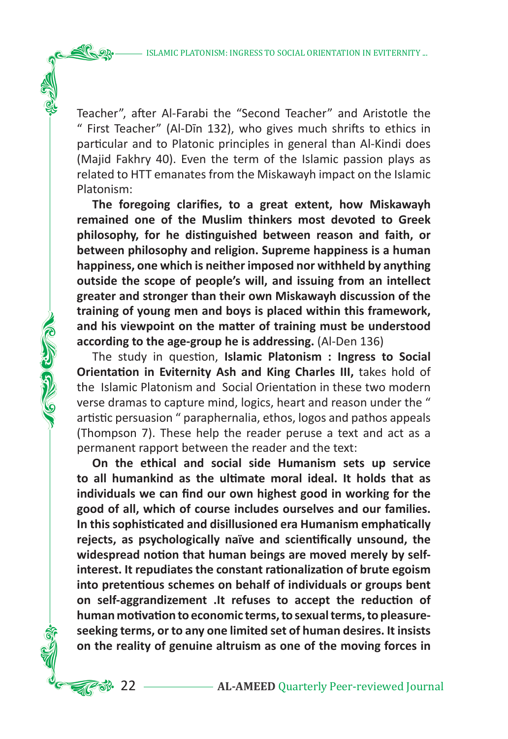Teacher", after Al-Farabi the "Second Teacher" and Aristotle the " First Teacher" (Al-Dīn 132), who gives much shrifts to ethics in particular and to Platonic principles in general than Al-Kindi does (Majid Fakhry 40). Even the term of the Islamic passion plays as related to HTT emanates from the Miskawayh impact on the Islamic Platonism:

**The foregoing clarifies, to a great extent, how Miskawayh remained one of the Muslim thinkers most devoted to Greek philosophy, for he distinguished between reason and faith, or between philosophy and religion. Supreme happiness is a human happiness, one which is neither imposed nor withheld by anything outside the scope of people's will, and issuing from an intellect greater and stronger than their own Miskawayh discussion of the training of young men and boys is placed within this framework, and his viewpoint on the matter of training must be understood according to the age-group he is addressing.** (Al-Den 136)

The study in question, **Islamic Platonism : Ingress to Social Orientation in Eviternity Ash and King Charles III,** takes hold of the Islamic Platonism and Social Orientation in these two modern verse dramas to capture mind, logics, heart and reason under the " artistic persuasion " paraphernalia, ethos, logos and pathos appeals (Thompson 7). These help the reader peruse a text and act as a permanent rapport between the reader and the text:

**On the ethical and social side Humanism sets up service to all humankind as the ultimate moral ideal. It holds that as individuals we can find our own highest good in working for the good of all, which of course includes ourselves and our families. In this sophisticated and disillusioned era Humanism emphatically rejects, as psychologically naïve and scientifically unsound, the widespread notion that human beings are moved merely by self-interest. It repudiates the constant rationalization of brute egoism into pretentious schemes on behalf of individuals or groups bent on self-aggrandizement .It refuses to accept the reduction of human motivation to economic terms, to sexual terms, to pleasure-seeking terms, or to any one limited set of human desires. It insists on the reality of genuine altruism as one of the moving forces in**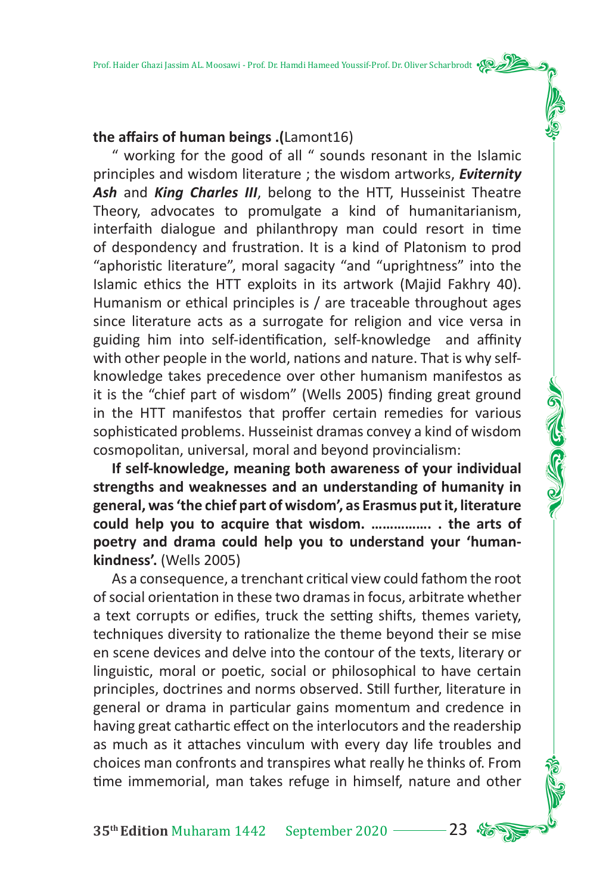**the affairs of human beings .(**Lamont16)

" working for the good of all " sounds resonant in the Islamic principles and wisdom literature ; the wisdom artworks, ***Eviternity Ash*** and ***King Charles III***, belong to the HTT, Husseinist Theatre Theory, advocates to promulgate a kind of humanitarianism, interfaith dialogue and philanthropy man could resort in time of despondency and frustration. It is a kind of Platonism to prod "aphoristic literature", moral sagacity "and "uprightness" into the Islamic ethics the HTT exploits in its artwork (Majid Fakhry 40). Humanism or ethical principles is / are traceable throughout ages since literature acts as a surrogate for religion and vice versa in guiding him into self-identification, self-knowledge and affinity with other people in the world, nations and nature. That is why self-knowledge takes precedence over other humanism manifestos as it is the "chief part of wisdom" (Wells 2005) finding great ground in the HTT manifestos that proffer certain remedies for various sophisticated problems. Husseinist dramas convey a kind of wisdom cosmopolitan, universal, moral and beyond provincialism:

**If self-knowledge, meaning both awareness of your individual strengths and weaknesses and an understanding of humanity in general, was 'the chief part of wisdom', as Erasmus put it, literature could help you to acquire that wisdom. ……………. . the arts of poetry and drama could help you to understand your 'human-kindness'.** (Wells 2005)

As a consequence, a trenchant critical view could fathom the root of social orientation in these two dramas in focus, arbitrate whether a text corrupts or edifies, truck the setting shifts, themes variety, techniques diversity to rationalize the theme beyond their se mise en scene devices and delve into the contour of the texts, literary or linguistic, moral or poetic, social or philosophical to have certain principles, doctrines and norms observed. Still further, literature in general or drama in particular gains momentum and credence in having great cathartic effect on the interlocutors and the readership as much as it attaches vinculum with every day life troubles and choices man confronts and transpires what really he thinks of. From time immemorial, man takes refuge in himself, nature and other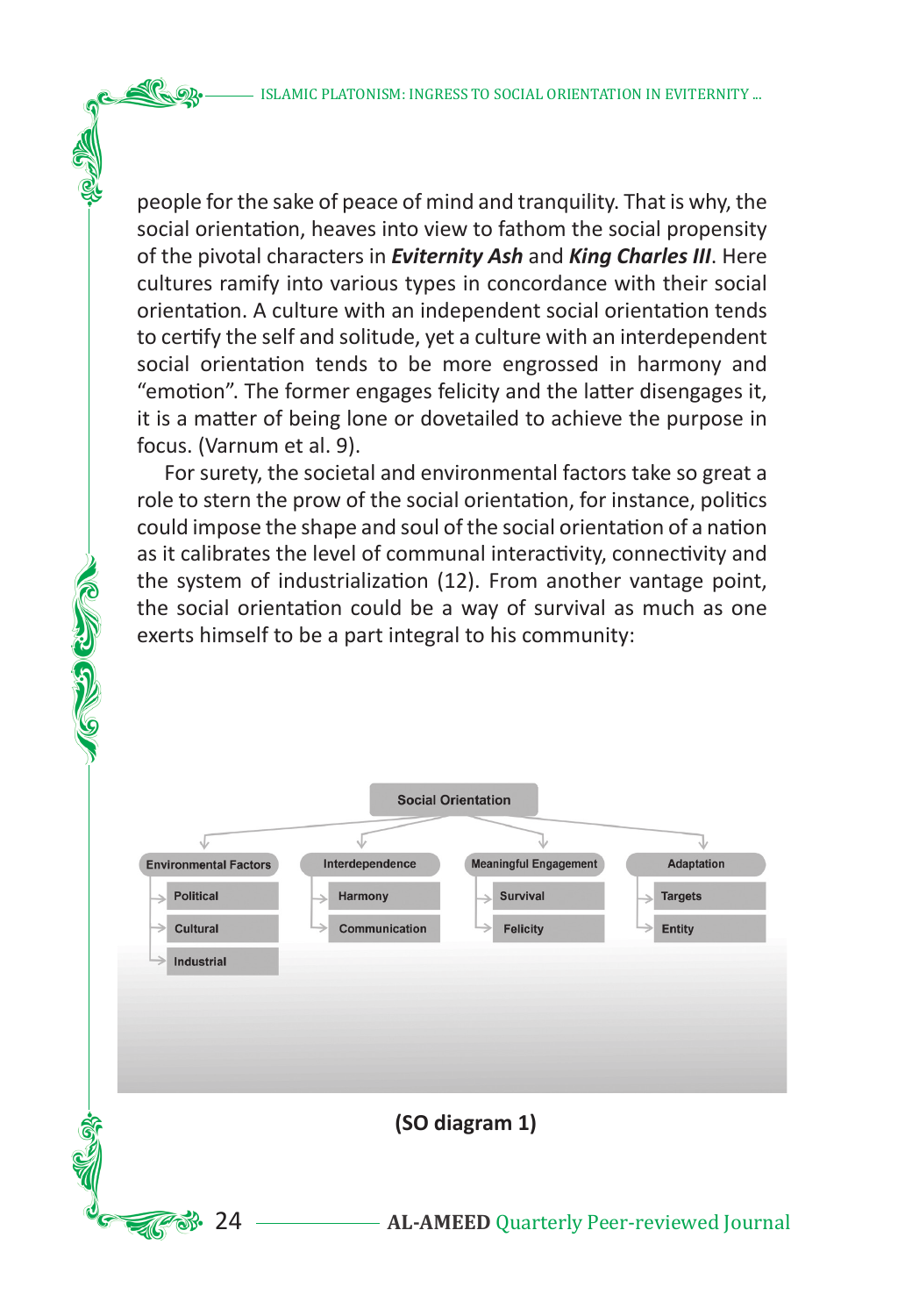people for the sake of peace of mind and tranquility. That is why, the social orientation, heaves into view to fathom the social propensity of the pivotal characters in ***Eviternity Ash*** and ***King Charles III***. Here cultures ramify into various types in concordance with their social orientation. A culture with an independent social orientation tends to certify the self and solitude, yet a culture with an interdependent social orientation tends to be more engrossed in harmony and "emotion". The former engages felicity and the latter disengages it, it is a matter of being lone or dovetailed to achieve the purpose in focus. (Varnum et al. 9).

For surety, the societal and environmental factors take so great a role to stern the prow of the social orientation, for instance, politics could impose the shape and soul of the social orientation of a nation as it calibrates the level of communal interactivity, connectivity and the system of industrialization (12). From another vantage point, the social orientation could be a way of survival as much as one exerts himself to be a part integral to his community:

- Social Orientation
  - Environmental Factors
    - Political
    - Cultural
    - Industrial
  - Interdependence
    - Harmony
    - Communication
  - Meaningful Engagement
    - Survival
    - Felicity
  - Adaptation
    - Targets
    - Entity

**(SO diagram 1)**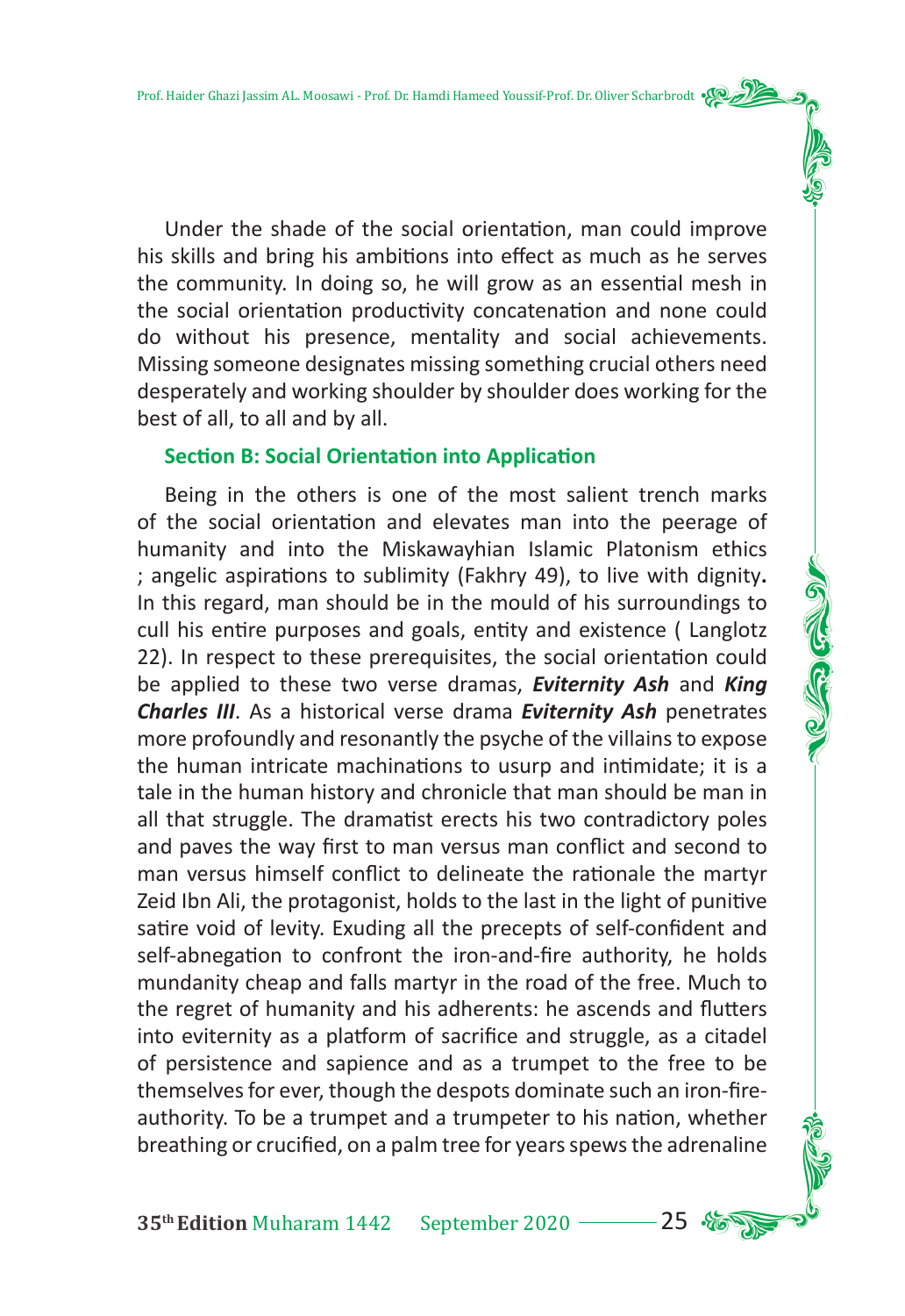Under the shade of the social orientation, man could improve his skills and bring his ambitions into effect as much as he serves the community. In doing so, he will grow as an essential mesh in the social orientation productivity concatenation and none could do without his presence, mentality and social achievements. Missing someone designates missing something crucial others need desperately and working shoulder by shoulder does working for the best of all, to all and by all.

### Section B: Social Orientation into Application

Being in the others is one of the most salient trench marks of the social orientation and elevates man into the peerage of humanity and into the Miskawayhian Islamic Platonism ethics ; angelic aspirations to sublimity (Fakhry 49), to live with dignity**.** In this regard, man should be in the mould of his surroundings to cull his entire purposes and goals, entity and existence ( Langlotz 22). In respect to these prerequisites, the social orientation could be applied to these two verse dramas, ***Eviternity Ash*** and ***King Charles III***. As a historical verse drama ***Eviternity Ash*** penetrates more profoundly and resonantly the psyche of the villains to expose the human intricate machinations to usurp and intimidate; it is a tale in the human history and chronicle that man should be man in all that struggle. The dramatist erects his two contradictory poles and paves the way first to man versus man conflict and second to man versus himself conflict to delineate the rationale the martyr Zeid Ibn Ali, the protagonist, holds to the last in the light of punitive satire void of levity. Exuding all the precepts of self-confident and self-abnegation to confront the iron-and-fire authority, he holds mundanity cheap and falls martyr in the road of the free. Much to the regret of humanity and his adherents: he ascends and flutters into eviternity as a platform of sacrifice and struggle, as a citadel of persistence and sapience and as a trumpet to the free to be themselves for ever, though the despots dominate such an iron-fire-authority. To be a trumpet and a trumpeter to his nation, whether breathing or crucified, on a palm tree for years spews the adrenaline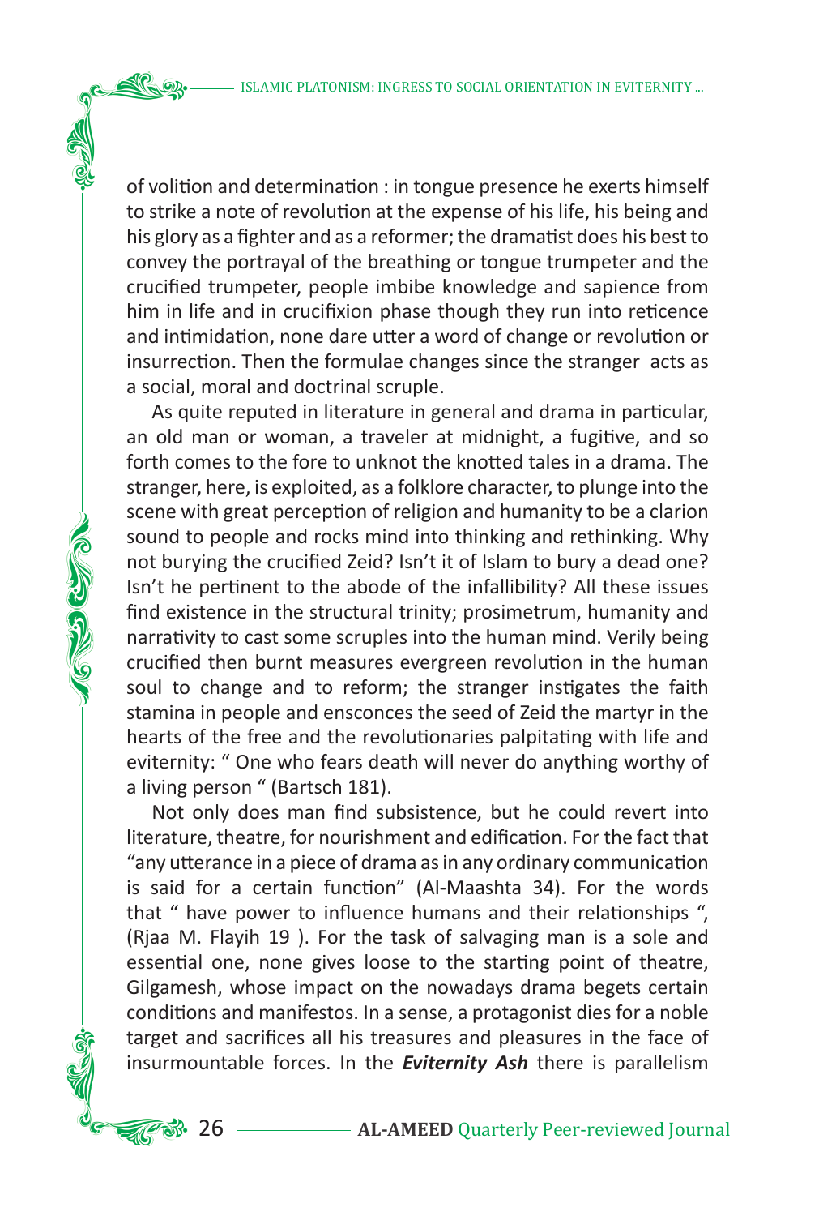of volition and determination : in tongue presence he exerts himself to strike a note of revolution at the expense of his life, his being and his glory as a fighter and as a reformer; the dramatist does his best to convey the portrayal of the breathing or tongue trumpeter and the crucified trumpeter, people imbibe knowledge and sapience from him in life and in crucifixion phase though they run into reticence and intimidation, none dare utter a word of change or revolution or insurrection. Then the formulae changes since the stranger acts as a social, moral and doctrinal scruple.

As quite reputed in literature in general and drama in particular, an old man or woman, a traveler at midnight, a fugitive, and so forth comes to the fore to unknot the knotted tales in a drama. The stranger, here, is exploited, as a folklore character, to plunge into the scene with great perception of religion and humanity to be a clarion sound to people and rocks mind into thinking and rethinking. Why not burying the crucified Zeid? Isn't it of Islam to bury a dead one? Isn't he pertinent to the abode of the infallibility? All these issues find existence in the structural trinity; prosimetrum, humanity and narrativity to cast some scruples into the human mind. Verily being crucified then burnt measures evergreen revolution in the human soul to change and to reform; the stranger instigates the faith stamina in people and ensconces the seed of Zeid the martyr in the hearts of the free and the revolutionaries palpitating with life and eviternity: " One who fears death will never do anything worthy of a living person " (Bartsch 181).

Not only does man find subsistence, but he could revert into literature, theatre, for nourishment and edification. For the fact that "any utterance in a piece of drama as in any ordinary communication is said for a certain function" (Al-Maashta 34). For the words that " have power to influence humans and their relationships ", (Rjaa M. Flayih 19 ). For the task of salvaging man is a sole and essential one, none gives loose to the starting point of theatre, Gilgamesh, whose impact on the nowadays drama begets certain conditions and manifestos. In a sense, a protagonist dies for a noble target and sacrifices all his treasures and pleasures in the face of insurmountable forces. In the ***Eviternity Ash*** there is parallelism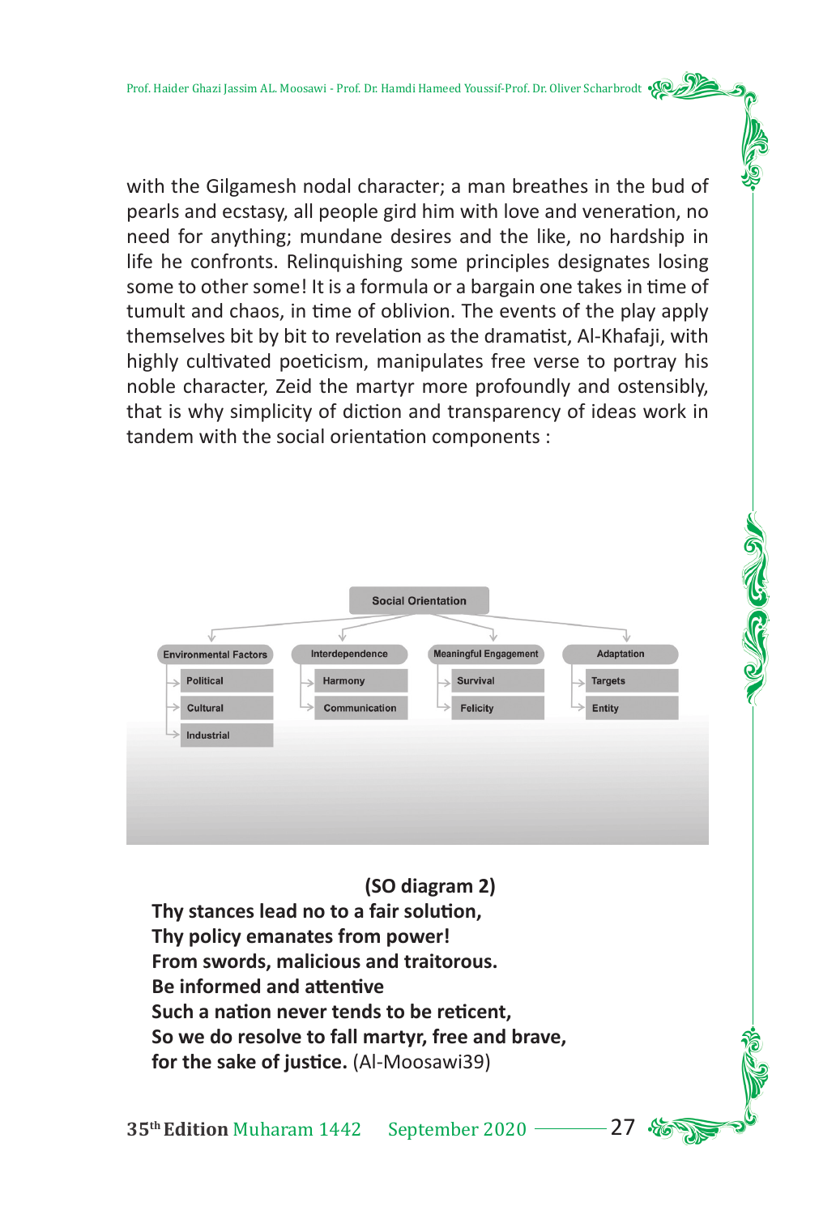with the Gilgamesh nodal character; a man breathes in the bud of pearls and ecstasy, all people gird him with love and veneration, no need for anything; mundane desires and the like, no hardship in life he confronts. Relinquishing some principles designates losing some to other some! It is a formula or a bargain one takes in time of tumult and chaos, in time of oblivion. The events of the play apply themselves bit by bit to revelation as the dramatist, Al-Khafaji, with highly cultivated poeticism, manipulates free verse to portray his noble character, Zeid the martyr more profoundly and ostensibly, that is why simplicity of diction and transparency of ideas work in tandem with the social orientation components :

Social Orientation

- Environmental Factors
  - Political
  - Cultural
  - Industrial
- Interdependence
  - Harmony
  - Communication
- Meaningful Engagement
  - Survival
  - Felicity
- Adaptation
  - Targets
  - Entity

**(SO diagram 2)**

**Thy stances lead no to a fair solution,**
**Thy policy emanates from power!**
**From swords, malicious and traitorous.**
**Be informed and attentive**
**Such a nation never tends to be reticent,**
**So we do resolve to fall martyr, free and brave,**
**for the sake of justice.** (Al-Moosawi39)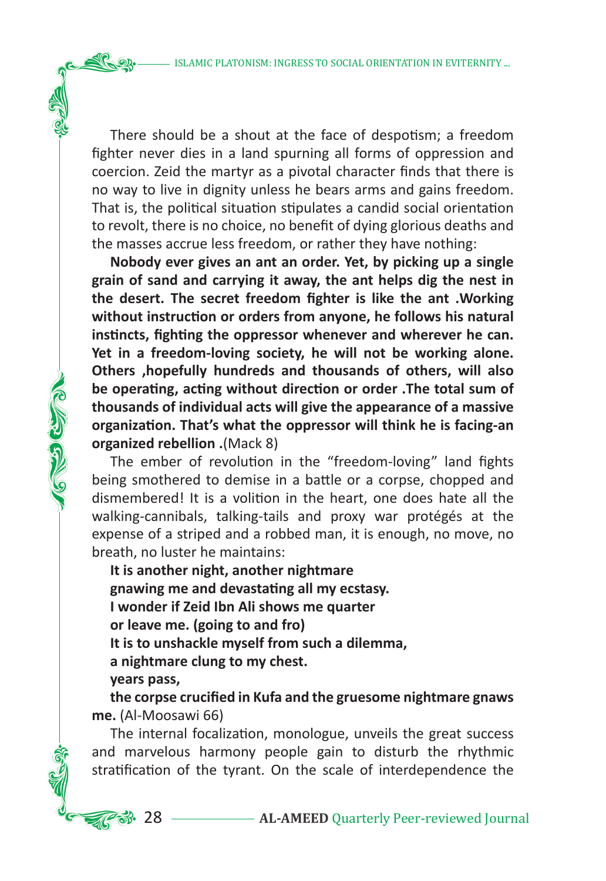There should be a shout at the face of despotism; a freedom fighter never dies in a land spurning all forms of oppression and coercion. Zeid the martyr as a pivotal character finds that there is no way to live in dignity unless he bears arms and gains freedom. That is, the political situation stipulates a candid social orientation to revolt, there is no choice, no benefit of dying glorious deaths and the masses accrue less freedom, or rather they have nothing:

**Nobody ever gives an ant an order. Yet, by picking up a single grain of sand and carrying it away, the ant helps dig the nest in the desert. The secret freedom fighter is like the ant .Working without instruction or orders from anyone, he follows his natural instincts, fighting the oppressor whenever and wherever he can. Yet in a freedom-loving society, he will not be working alone. Others ,hopefully hundreds and thousands of others, will also be operating, acting without direction or order .The total sum of thousands of individual acts will give the appearance of a massive organization. That's what the oppressor will think he is facing-an organized rebellion .**(Mack 8)

The ember of revolution in the "freedom-loving" land fights being smothered to demise in a battle or a corpse, chopped and dismembered! It is a volition in the heart, one does hate all the walking-cannibals, talking-tails and proxy war protégés at the expense of a striped and a robbed man, it is enough, no move, no breath, no luster he maintains:

**It is another night, another nightmare**
**gnawing me and devastating all my ecstasy.**
**I wonder if Zeid Ibn Ali shows me quarter**
**or leave me. (going to and fro)**
**It is to unshackle myself from such a dilemma,**
**a nightmare clung to my chest.**
**years pass,**
**the corpse crucified in Kufa and the gruesome nightmare gnaws me.** (Al-Moosawi 66)

The internal focalization, monologue, unveils the great success and marvelous harmony people gain to disturb the rhythmic stratification of the tyrant. On the scale of interdependence the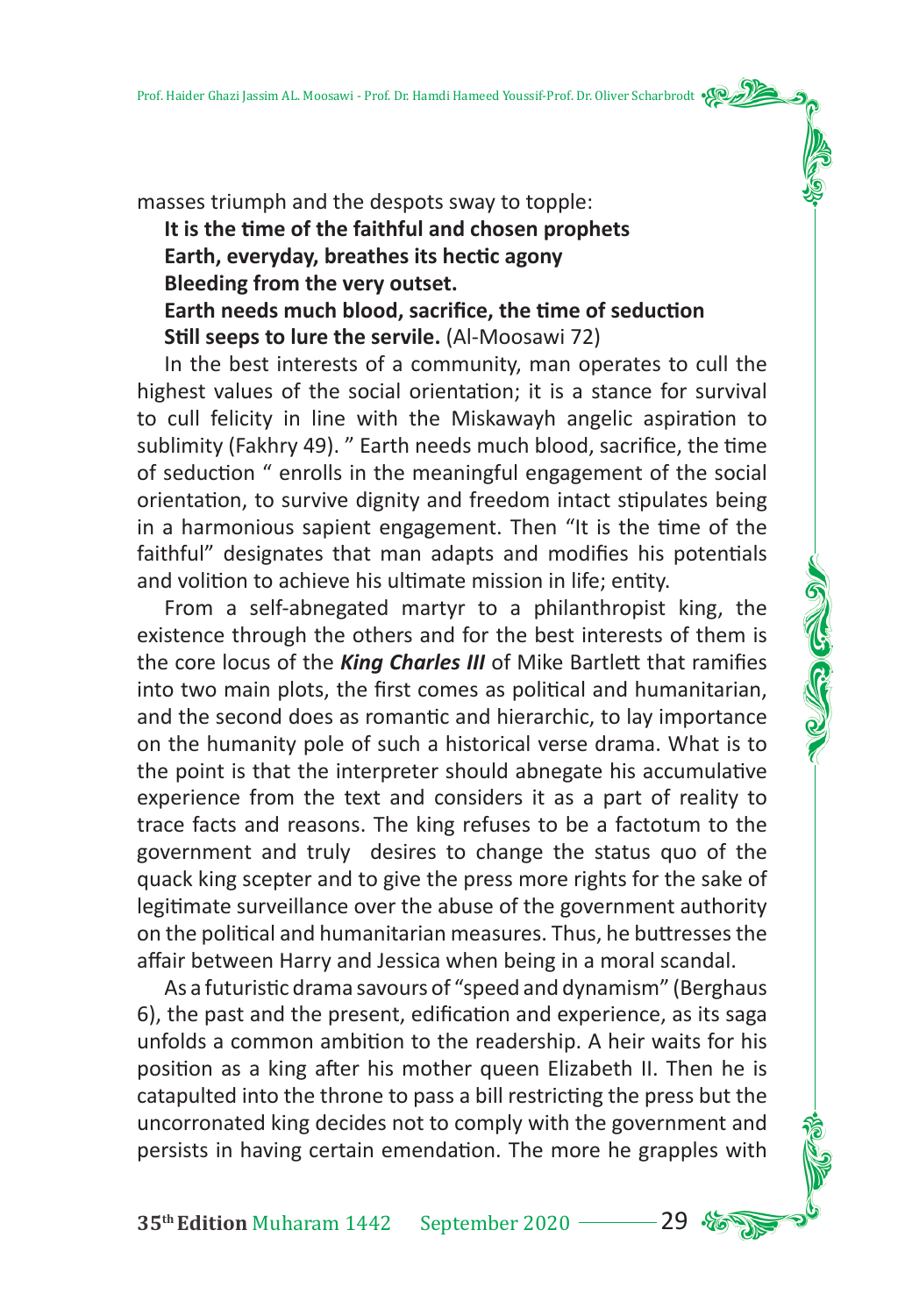masses triumph and the despots sway to topple:

**It is the time of the faithful and chosen prophets**
**Earth, everyday, breathes its hectic agony**
**Bleeding from the very outset.**
**Earth needs much blood, sacrifice, the time of seduction**
**Still seeps to lure the servile.** (Al-Moosawi 72)

In the best interests of a community, man operates to cull the highest values of the social orientation; it is a stance for survival to cull felicity in line with the Miskawayh angelic aspiration to sublimity (Fakhry 49). " Earth needs much blood, sacrifice, the time of seduction " enrolls in the meaningful engagement of the social orientation, to survive dignity and freedom intact stipulates being in a harmonious sapient engagement. Then "It is the time of the faithful" designates that man adapts and modifies his potentials and volition to achieve his ultimate mission in life; entity.

From a self-abnegated martyr to a philanthropist king, the existence through the others and for the best interests of them is the core locus of the ***King Charles III*** of Mike Bartlett that ramifies into two main plots, the first comes as political and humanitarian, and the second does as romantic and hierarchic, to lay importance on the humanity pole of such a historical verse drama. What is to the point is that the interpreter should abnegate his accumulative experience from the text and considers it as a part of reality to trace facts and reasons. The king refuses to be a factotum to the government and truly desires to change the status quo of the quack king scepter and to give the press more rights for the sake of legitimate surveillance over the abuse of the government authority on the political and humanitarian measures. Thus, he buttresses the affair between Harry and Jessica when being in a moral scandal.

As a futuristic drama savours of "speed and dynamism" (Berghaus 6), the past and the present, edification and experience, as its saga unfolds a common ambition to the readership. A heir waits for his position as a king after his mother queen Elizabeth II. Then he is catapulted into the throne to pass a bill restricting the press but the uncorronated king decides not to comply with the government and persists in having certain emendation. The more he grapples with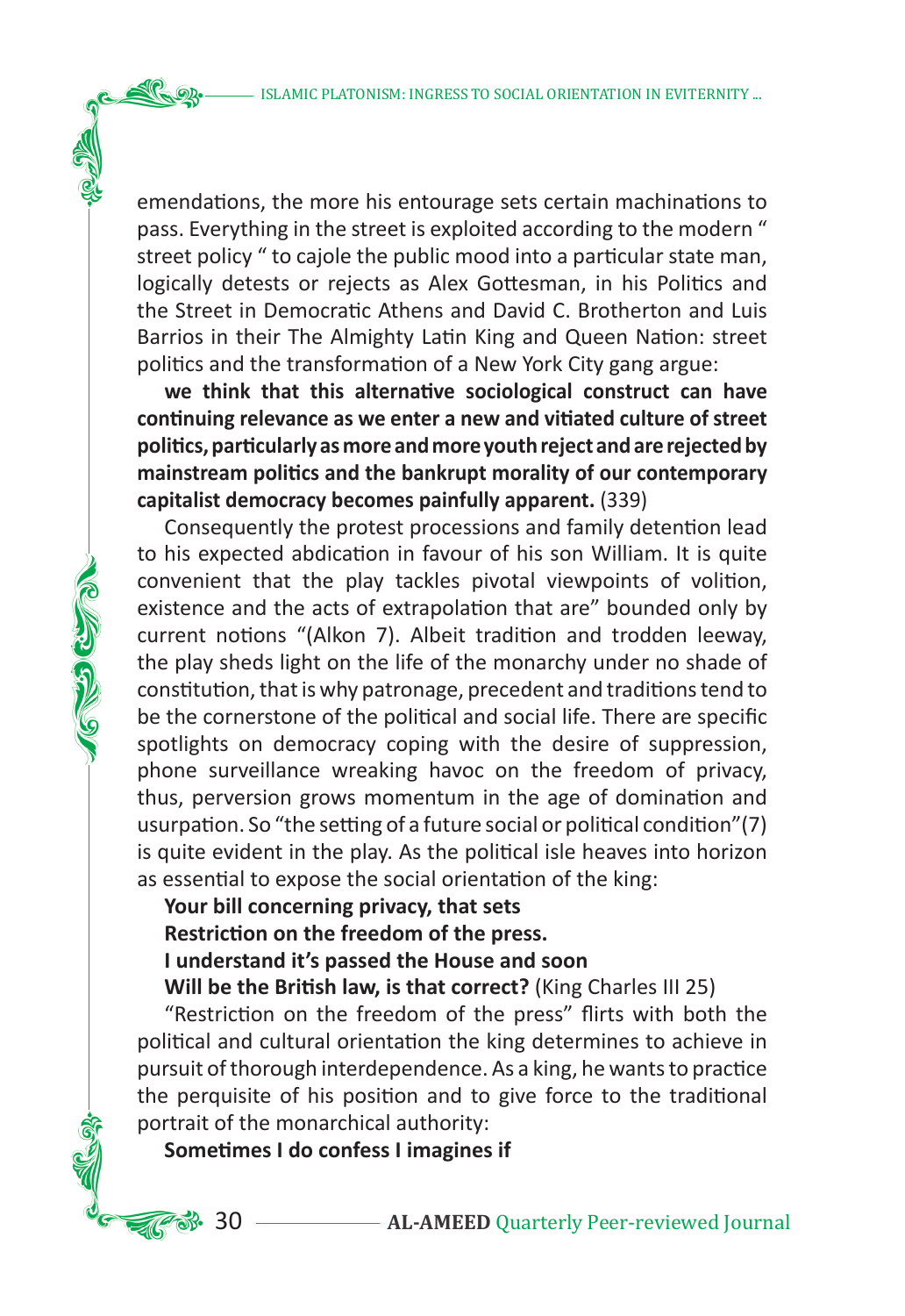emendations, the more his entourage sets certain machinations to pass. Everything in the street is exploited according to the modern " street policy " to cajole the public mood into a particular state man, logically detests or rejects as Alex Gottesman, in his Politics and the Street in Democratic Athens and David C. Brotherton and Luis Barrios in their The Almighty Latin King and Queen Nation: street politics and the transformation of a New York City gang argue:

**we think that this alternative sociological construct can have continuing relevance as we enter a new and vitiated culture of street politics, particularly as more and more youth reject and are rejected by mainstream politics and the bankrupt morality of our contemporary capitalist democracy becomes painfully apparent.** (339)

Consequently the protest processions and family detention lead to his expected abdication in favour of his son William. It is quite convenient that the play tackles pivotal viewpoints of volition, existence and the acts of extrapolation that are" bounded only by current notions "(Alkon 7). Albeit tradition and trodden leeway, the play sheds light on the life of the monarchy under no shade of constitution, that is why patronage, precedent and traditions tend to be the cornerstone of the political and social life. There are specific spotlights on democracy coping with the desire of suppression, phone surveillance wreaking havoc on the freedom of privacy, thus, perversion grows momentum in the age of domination and usurpation. So "the setting of a future social or political condition"(7) is quite evident in the play. As the political isle heaves into horizon as essential to expose the social orientation of the king:

**Your bill concerning privacy, that sets**
**Restriction on the freedom of the press.**
**I understand it's passed the House and soon**
**Will be the British law, is that correct?** (King Charles III 25)

"Restriction on the freedom of the press" flirts with both the political and cultural orientation the king determines to achieve in pursuit of thorough interdependence. As a king, he wants to practice the perquisite of his position and to give force to the traditional portrait of the monarchical authority:

**Sometimes I do confess I imagines if**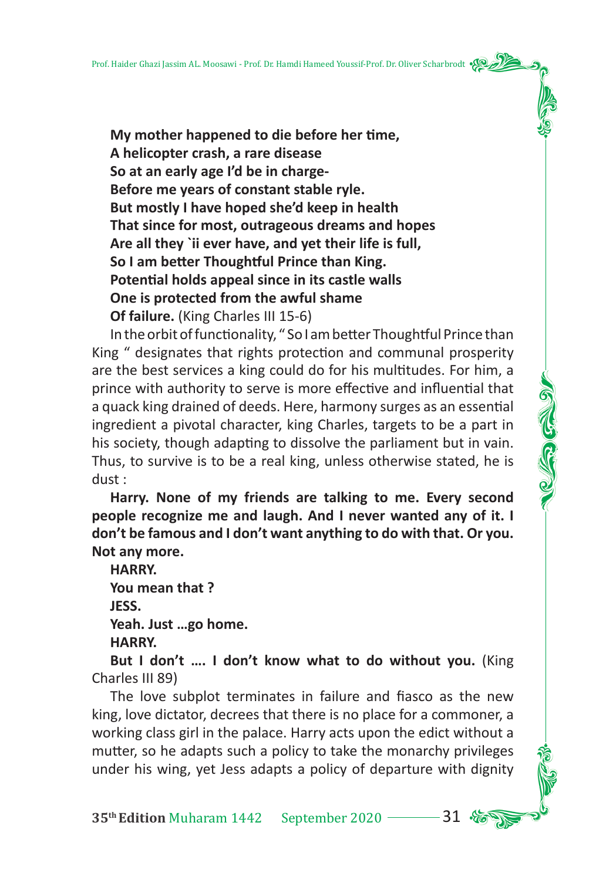**My mother happened to die before her time,**  
**A helicopter crash, a rare disease**  
**So at an early age I'd be in charge-**  
**Before me years of constant stable ryle.**  
**But mostly I have hoped she'd keep in health**  
**That since for most, outrageous dreams and hopes**  
**Are all they `ii ever have, and yet their life is full,**  
**So I am better Thoughtful Prince than King.**  
**Potential holds appeal since in its castle walls**  
**One is protected from the awful shame**  
**Of failure.** (King Charles III 15-6)

In the orbit of functionality, " So I am better Thoughtful Prince than King " designates that rights protection and communal prosperity are the best services a king could do for his multitudes. For him, a prince with authority to serve is more effective and influential that a quack king drained of deeds. Here, harmony surges as an essential ingredient a pivotal character, king Charles, targets to be a part in his society, though adapting to dissolve the parliament but in vain. Thus, to survive is to be a real king, unless otherwise stated, he is dust :

**Harry. None of my friends are talking to me. Every second people recognize me and laugh. And I never wanted any of it. I don't be famous and I don't want anything to do with that. Or you. Not any more.**

**HARRY.**

**You mean that ?**

**JESS.**

**Yeah. Just …go home.**

**HARRY.**

**But I don't …. I don't know what to do without you.** (King Charles III 89)

The love subplot terminates in failure and fiasco as the new king, love dictator, decrees that there is no place for a commoner, a working class girl in the palace. Harry acts upon the edict without a mutter, so he adapts such a policy to take the monarchy privileges under his wing, yet Jess adapts a policy of departure with dignity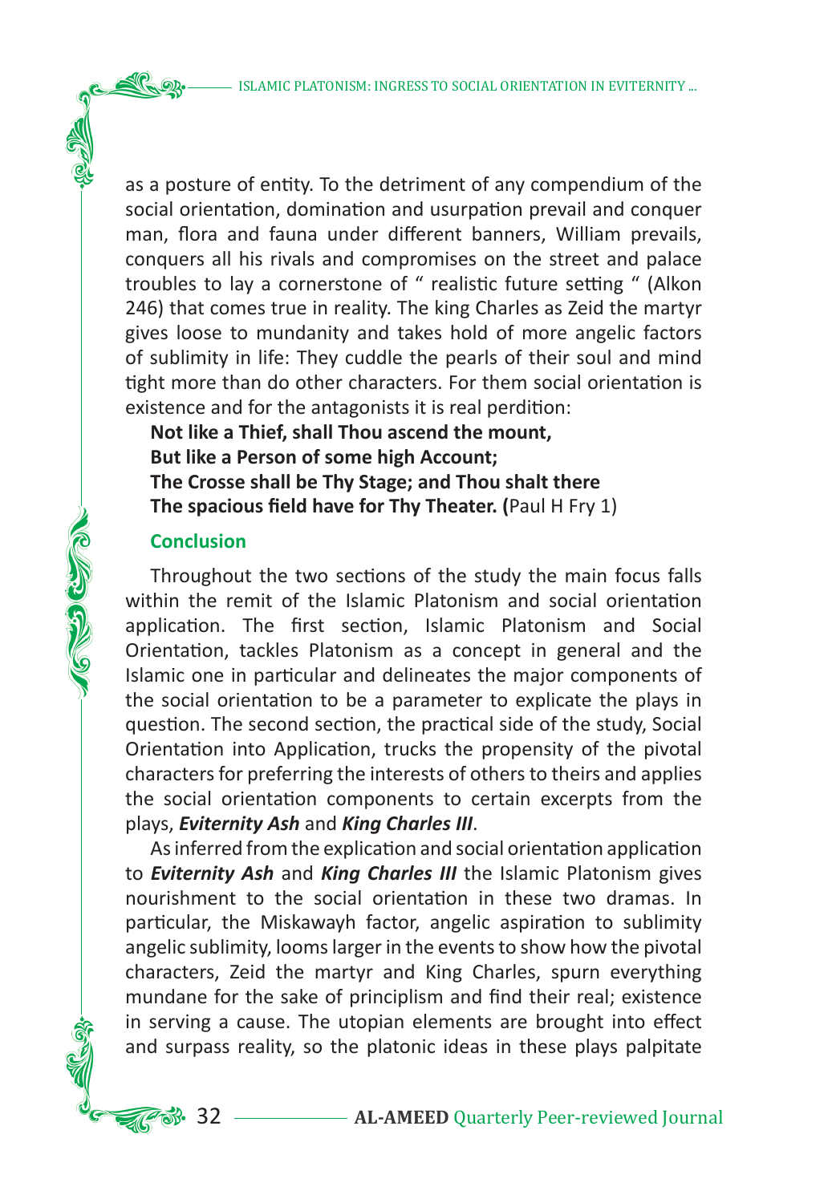as a posture of entity. To the detriment of any compendium of the social orientation, domination and usurpation prevail and conquer man, flora and fauna under different banners, William prevails, conquers all his rivals and compromises on the street and palace troubles to lay a cornerstone of " realistic future setting " (Alkon 246) that comes true in reality. The king Charles as Zeid the martyr gives loose to mundanity and takes hold of more angelic factors of sublimity in life: They cuddle the pearls of their soul and mind tight more than do other characters. For them social orientation is existence and for the antagonists it is real perdition:

**Not like a Thief, shall Thou ascend the mount,**
**But like a Person of some high Account;**
**The Crosse shall be Thy Stage; and Thou shalt there**
**The spacious field have for Thy Theater. (**Paul H Fry 1)

## Conclusion

Throughout the two sections of the study the main focus falls within the remit of the Islamic Platonism and social orientation application. The first section, Islamic Platonism and Social Orientation, tackles Platonism as a concept in general and the Islamic one in particular and delineates the major components of the social orientation to be a parameter to explicate the plays in question. The second section, the practical side of the study, Social Orientation into Application, trucks the propensity of the pivotal characters for preferring the interests of others to theirs and applies the social orientation components to certain excerpts from the plays, ***Eviternity Ash*** and ***King Charles III***.

As inferred from the explication and social orientation application to ***Eviternity Ash*** and ***King Charles III*** the Islamic Platonism gives nourishment to the social orientation in these two dramas. In particular, the Miskawayh factor, angelic aspiration to sublimity angelic sublimity, looms larger in the events to show how the pivotal characters, Zeid the martyr and King Charles, spurn everything mundane for the sake of principlism and find their real; existence in serving a cause. The utopian elements are brought into effect and surpass reality, so the platonic ideas in these plays palpitate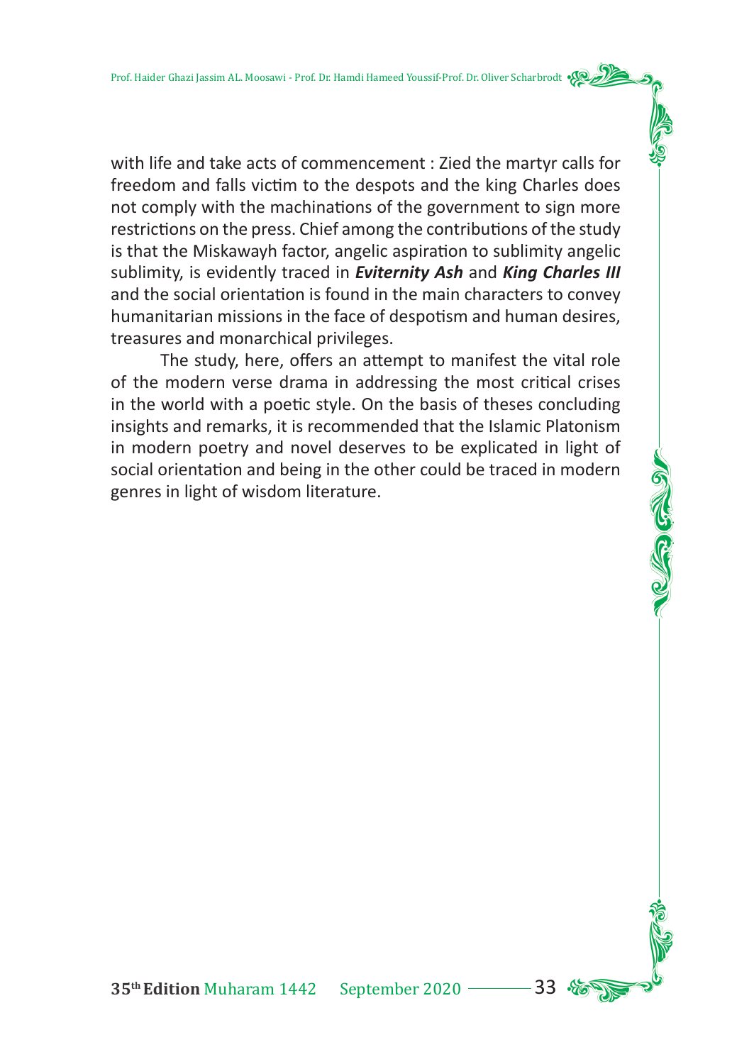with life and take acts of commencement : Zied the martyr calls for freedom and falls victim to the despots and the king Charles does not comply with the machinations of the government to sign more restrictions on the press. Chief among the contributions of the study is that the Miskawayh factor, angelic aspiration to sublimity angelic sublimity, is evidently traced in ***Eviternity Ash*** and ***King Charles III*** and the social orientation is found in the main characters to convey humanitarian missions in the face of despotism and human desires, treasures and monarchical privileges.

The study, here, offers an attempt to manifest the vital role of the modern verse drama in addressing the most critical crises in the world with a poetic style. On the basis of theses concluding insights and remarks, it is recommended that the Islamic Platonism in modern poetry and novel deserves to be explicated in light of social orientation and being in the other could be traced in modern genres in light of wisdom literature.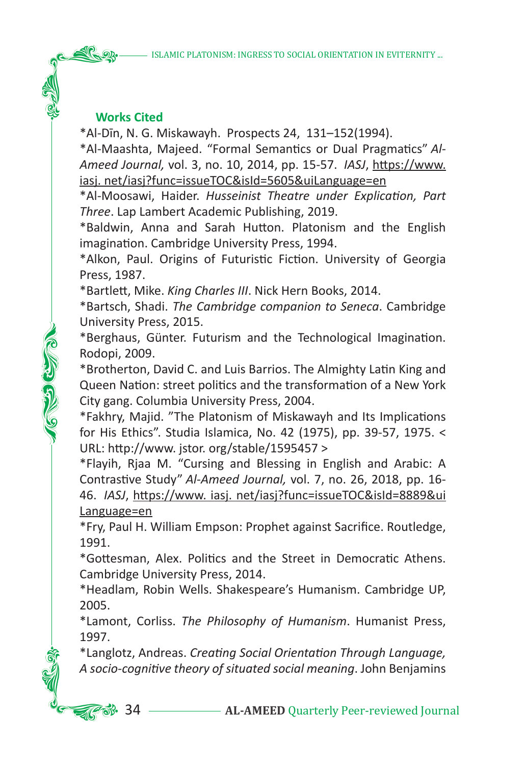## Works Cited

*Al-Dīn, N. G. Miskawayh. Prospects 24, 131–152(1994).

*Al-Maashta, Majeed. “Formal Semantics or Dual Pragmatics” *Al-Ameed Journal,* vol. 3, no. 10, 2014, pp. 15-57. *IASJ*, https://www.iasj. net/iasj?func=issueTOC&isId=5605&uiLanguage=en

*Al-Moosawi, Haider. *Husseinist Theatre under Explication, Part Three*. Lap Lambert Academic Publishing, 2019.

*Baldwin, Anna and Sarah Hutton. Platonism and the English imagination. Cambridge University Press, 1994.

*Alkon, Paul. Origins of Futuristic Fiction. University of Georgia Press, 1987.

*Bartlett, Mike. *King Charles III*. Nick Hern Books, 2014.

*Bartsch, Shadi. *The Cambridge companion to Seneca*. Cambridge University Press, 2015.

*Berghaus, Günter. Futurism and the Technological Imagination. Rodopi, 2009.

*Brotherton, David C. and Luis Barrios. The Almighty Latin King and Queen Nation: street politics and the transformation of a New York City gang. Columbia University Press, 2004.

*Fakhry, Majid. ”The Platonism of Miskawayh and Its Implications for His Ethics”. Studia Islamica, No. 42 (1975), pp. 39-57, 1975. < URL: http://www. jstor. org/stable/1595457 >

*Flayih, Rjaa M. “Cursing and Blessing in English and Arabic: A Contrastive Study” *Al-Ameed Journal,* vol. 7, no. 26, 2018, pp. 16-46. *IASJ*, https://www. iasj. net/iasj?func=issueTOC&isId=8889&uiLanguage=en

*Fry, Paul H. William Empson: Prophet against Sacrifice. Routledge, 1991.

*Gottesman, Alex. Politics and the Street in Democratic Athens. Cambridge University Press, 2014.

*Headlam, Robin Wells. Shakespeare’s Humanism. Cambridge UP, 2005.

*Lamont, Corliss. *The Philosophy of Humanism*. Humanist Press, 1997.

*Langlotz, Andreas. *Creating Social Orientation Through Language, A socio-cognitive theory of situated social meaning*. John Benjamins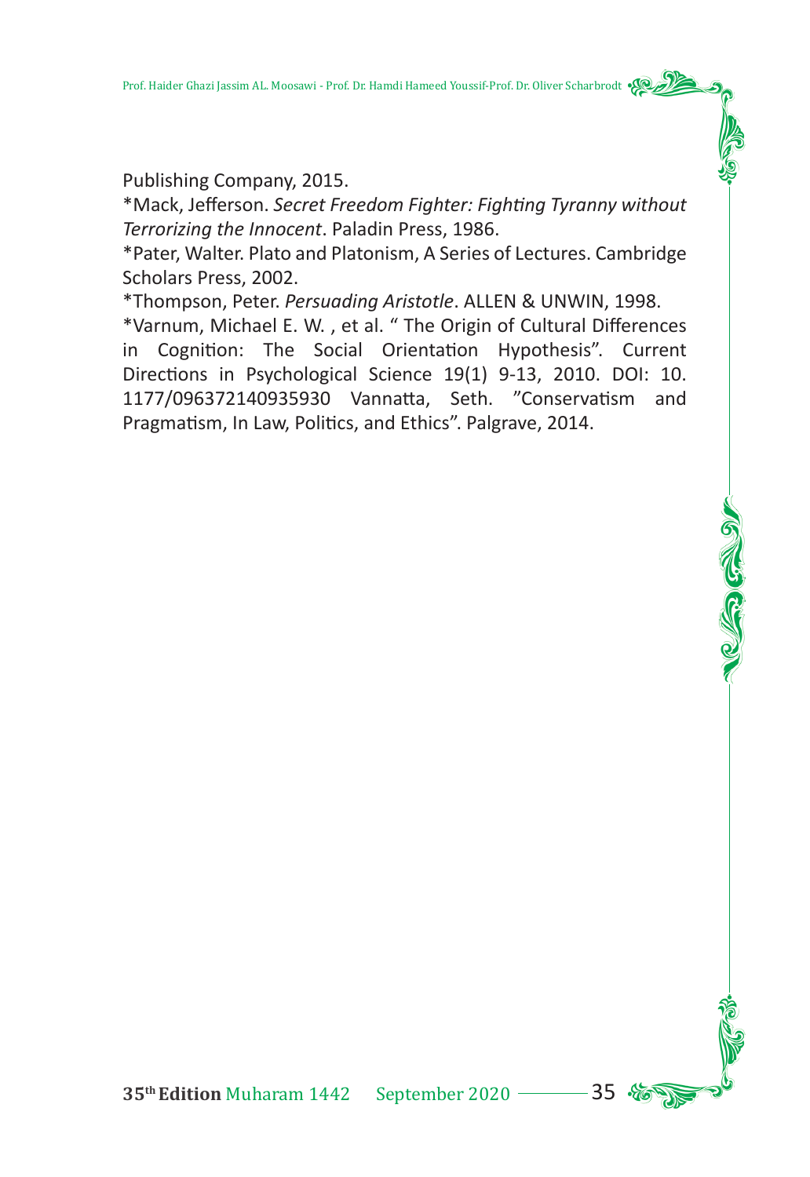Publishing Company, 2015.

*Mack, Jefferson. *Secret Freedom Fighter: Fighting Tyranny without Terrorizing the Innocent*. Paladin Press, 1986.

*Pater, Walter. Plato and Platonism, A Series of Lectures. Cambridge Scholars Press, 2002.

*Thompson, Peter. *Persuading Aristotle*. ALLEN & UNWIN, 1998.

*Varnum, Michael E. W. , et al. " The Origin of Cultural Differences in Cognition: The Social Orientation Hypothesis". Current Directions in Psychological Science 19(1) 9-13, 2010. DOI: 10. 1177/096372140935930 Vannatta, Seth. "Conservatism and Pragmatism, In Law, Politics, and Ethics". Palgrave, 2014.